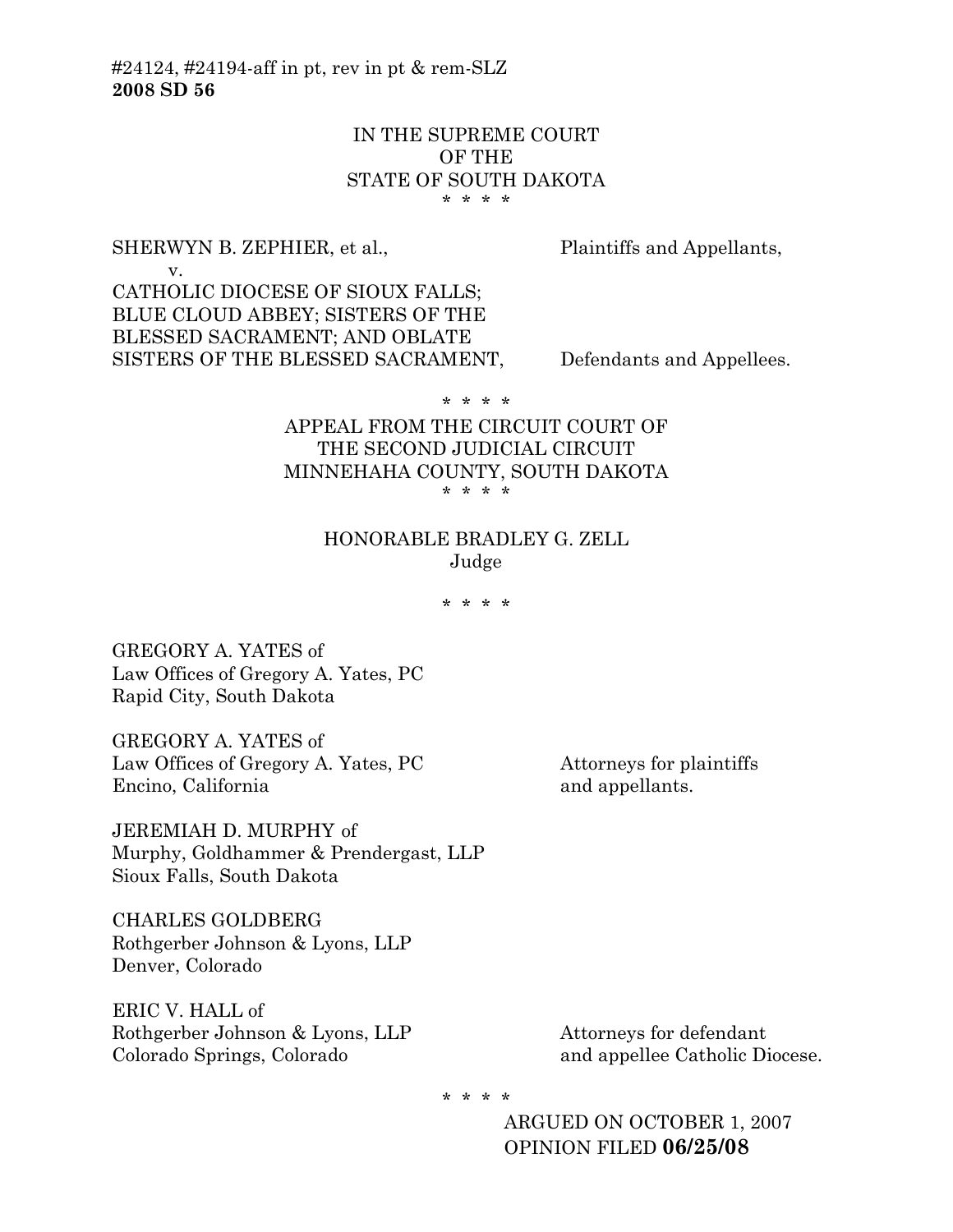#24124, #24194-aff in pt, rev in pt & rem-SLZ
**2008 SD 56**

IN THE SUPREME COURT
OF THE
STATE OF SOUTH DAKOTA

\* \* \* \*

SHERWYN B. ZEPHIER, et al., Plaintiffs and Appellants,

v.

CATHOLIC DIOCESE OF SIOUX FALLS; BLUE CLOUD ABBEY; SISTERS OF THE BLESSED SACRAMENT; AND OBLATE SISTERS OF THE BLESSED SACRAMENT, Defendants and Appellees.

\* \* \* \*

APPEAL FROM THE CIRCUIT COURT OF
THE SECOND JUDICIAL CIRCUIT
MINNEHAHA COUNTY, SOUTH DAKOTA

\* \* \* \*

HONORABLE BRADLEY G. ZELL
Judge

\* \* \* \*

GREGORY A. YATES of
Law Offices of Gregory A. Yates, PC
Rapid City, South Dakota

GREGORY A. YATES of
Law Offices of Gregory A. Yates, PC
Encino, California

Attorneys for plaintiffs and appellants.

JEREMIAH D. MURPHY of
Murphy, Goldhammer & Prendergast, LLP
Sioux Falls, South Dakota

CHARLES GOLDBERG
Rothgerber Johnson & Lyons, LLP
Denver, Colorado

ERIC V. HALL of
Rothgerber Johnson & Lyons, LLP
Colorado Springs, Colorado

Attorneys for defendant and appellee Catholic Diocese.

\* \* \* \*

ARGUED ON OCTOBER 1, 2007

OPINION FILED **06/25/08**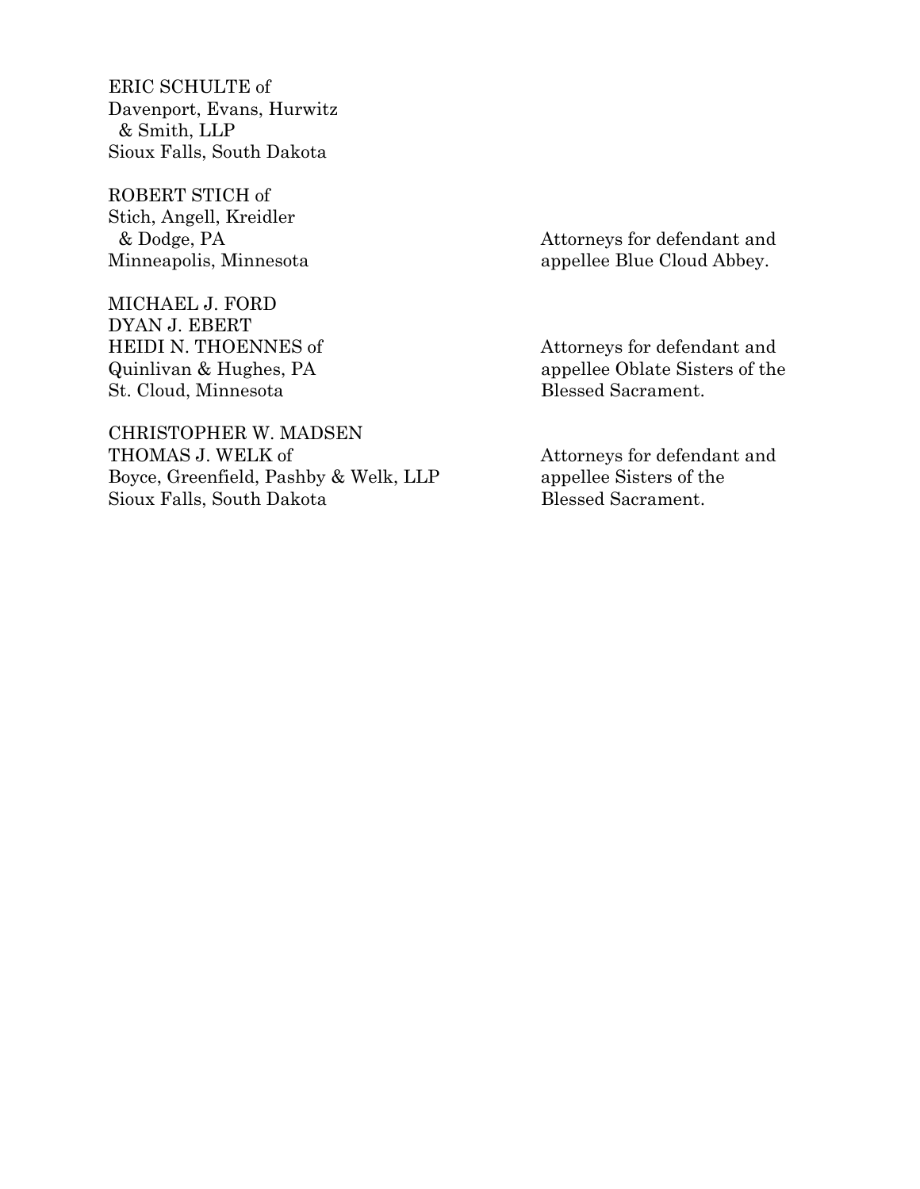ERIC SCHULTE of
Davenport, Evans, Hurwitz
& Smith, LLP
Sioux Falls, South Dakota

ROBERT STICH of
Stich, Angell, Kreidler
& Dodge, PA
Minneapolis, Minnesota

Attorneys for defendant and appellee Blue Cloud Abbey.

MICHAEL J. FORD
DYAN J. EBERT
HEIDI N. THOENNES of
Quinlivan & Hughes, PA
St. Cloud, Minnesota

Attorneys for defendant and appellee Oblate Sisters of the Blessed Sacrament.

CHRISTOPHER W. MADSEN
THOMAS J. WELK of
Boyce, Greenfield, Pashby & Welk, LLP
Sioux Falls, South Dakota

Attorneys for defendant and appellee Sisters of the Blessed Sacrament.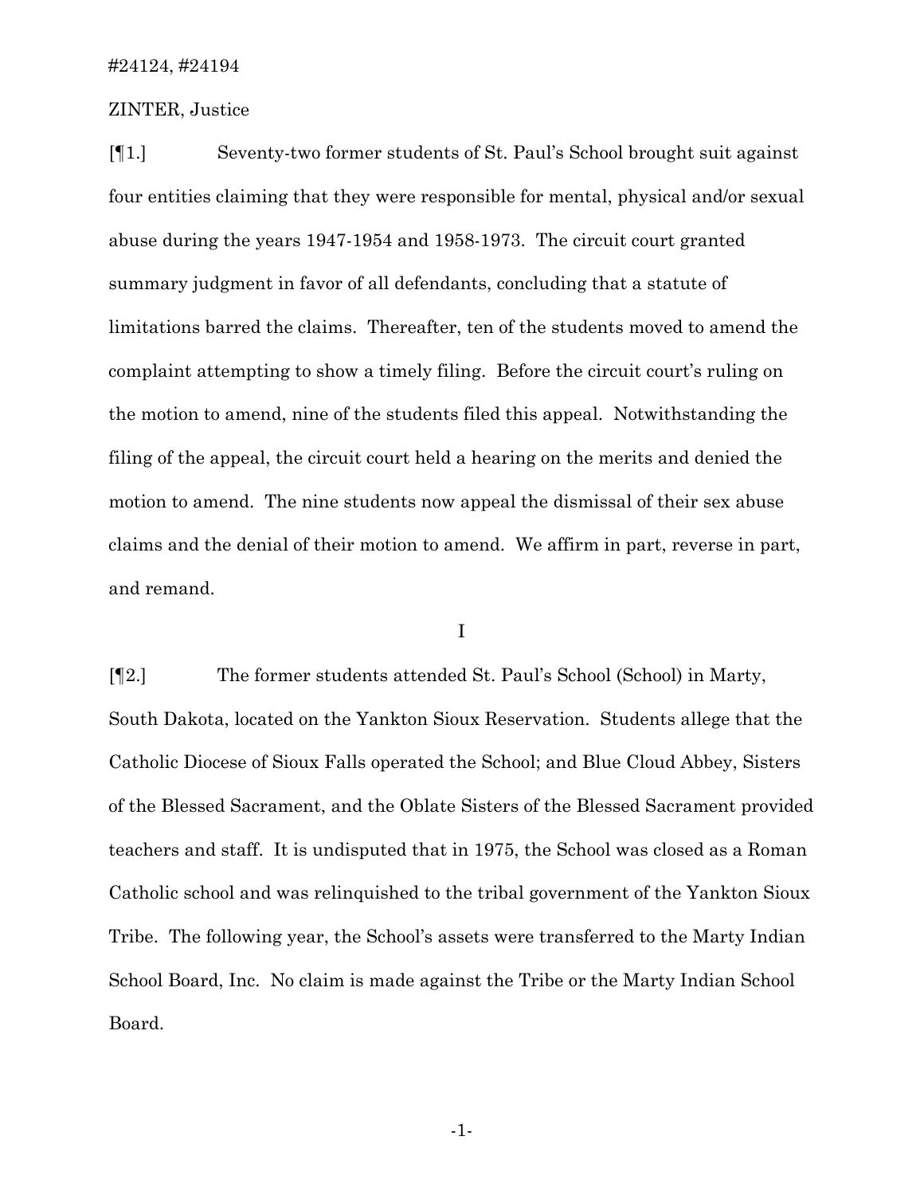#24124, #24194

ZINTER, Justice

[¶1.] Seventy-two former students of St. Paul's School brought suit against four entities claiming that they were responsible for mental, physical and/or sexual abuse during the years 1947-1954 and 1958-1973. The circuit court granted summary judgment in favor of all defendants, concluding that a statute of limitations barred the claims. Thereafter, ten of the students moved to amend the complaint attempting to show a timely filing. Before the circuit court's ruling on the motion to amend, nine of the students filed this appeal. Notwithstanding the filing of the appeal, the circuit court held a hearing on the merits and denied the motion to amend. The nine students now appeal the dismissal of their sex abuse claims and the denial of their motion to amend. We affirm in part, reverse in part, and remand.

I

[¶2.] The former students attended St. Paul's School (School) in Marty, South Dakota, located on the Yankton Sioux Reservation. Students allege that the Catholic Diocese of Sioux Falls operated the School; and Blue Cloud Abbey, Sisters of the Blessed Sacrament, and the Oblate Sisters of the Blessed Sacrament provided teachers and staff. It is undisputed that in 1975, the School was closed as a Roman Catholic school and was relinquished to the tribal government of the Yankton Sioux Tribe. The following year, the School's assets were transferred to the Marty Indian School Board, Inc. No claim is made against the Tribe or the Marty Indian School Board.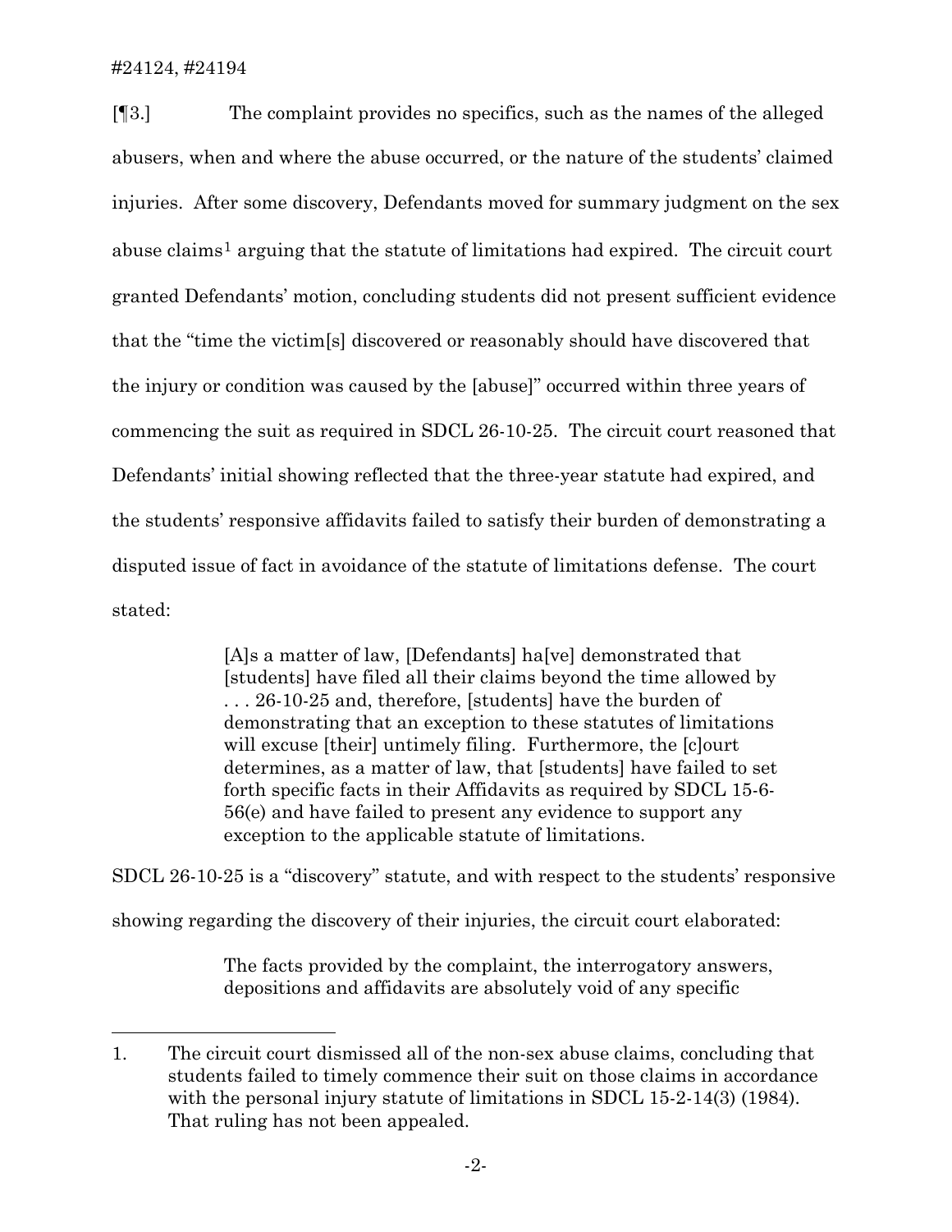[¶3.] The complaint provides no specifics, such as the names of the alleged abusers, when and where the abuse occurred, or the nature of the students' claimed injuries. After some discovery, Defendants moved for summary judgment on the sex abuse claims[1] arguing that the statute of limitations had expired. The circuit court granted Defendants' motion, concluding students did not present sufficient evidence that the "time the victim[s] discovered or reasonably should have discovered that the injury or condition was caused by the [abuse]" occurred within three years of commencing the suit as required in SDCL 26-10-25. The circuit court reasoned that Defendants' initial showing reflected that the three-year statute had expired, and the students' responsive affidavits failed to satisfy their burden of demonstrating a disputed issue of fact in avoidance of the statute of limitations defense. The court stated:

> [A]s a matter of law, [Defendants] ha[ve] demonstrated that [students] have filed all their claims beyond the time allowed by . . . 26-10-25 and, therefore, [students] have the burden of demonstrating that an exception to these statutes of limitations will excuse [their] untimely filing. Furthermore, the [c]ourt determines, as a matter of law, that [students] have failed to set forth specific facts in their Affidavits as required by SDCL 15-6-56(e) and have failed to present any evidence to support any exception to the applicable statute of limitations.

SDCL 26-10-25 is a "discovery" statute, and with respect to the students' responsive showing regarding the discovery of their injuries, the circuit court elaborated:

> The facts provided by the complaint, the interrogatory answers, depositions and affidavits are absolutely void of any specific

---

1. The circuit court dismissed all of the non-sex abuse claims, concluding that students failed to timely commence their suit on those claims in accordance with the personal injury statute of limitations in SDCL 15-2-14(3) (1984). That ruling has not been appealed.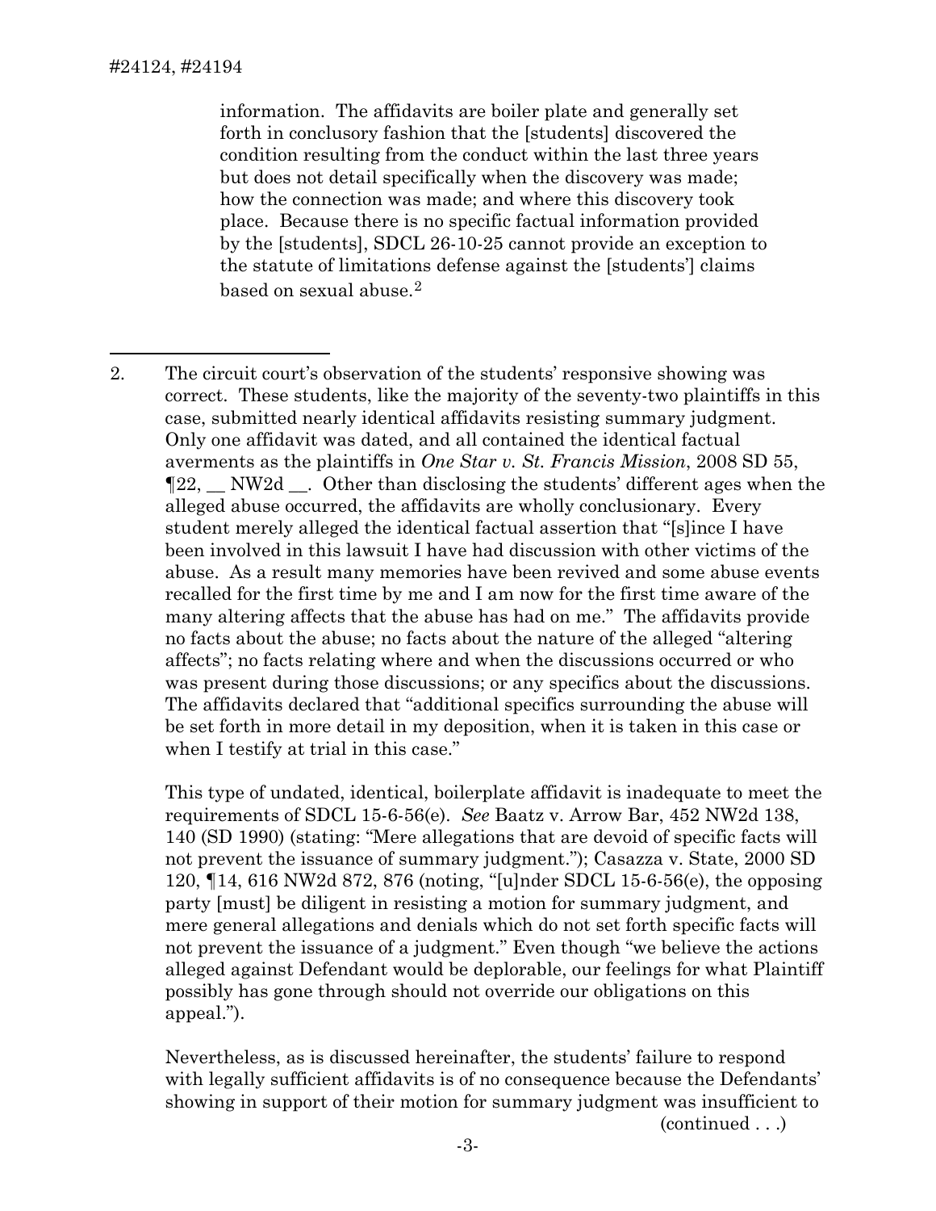information. The affidavits are boiler plate and generally set forth in conclusory fashion that the [students] discovered the condition resulting from the conduct within the last three years but does not detail specifically when the discovery was made; how the connection was made; and where this discovery took place. Because there is no specific factual information provided by the [students], SDCL 26-10-25 cannot provide an exception to the statute of limitations defense against the [students'] claims based on sexual abuse.[2]

---

2. The circuit court's observation of the students' responsive showing was correct. These students, like the majority of the seventy-two plaintiffs in this case, submitted nearly identical affidavits resisting summary judgment. Only one affidavit was dated, and all contained the identical factual averments as the plaintiffs in *One Star v. St. Francis Mission*, 2008 SD 55, ¶22, __ NW2d __. Other than disclosing the students' different ages when the alleged abuse occurred, the affidavits are wholly conclusionary. Every student merely alleged the identical factual assertion that "[s]ince I have been involved in this lawsuit I have had discussion with other victims of the abuse. As a result many memories have been revived and some abuse events recalled for the first time by me and I am now for the first time aware of the many altering affects that the abuse has had on me." The affidavits provide no facts about the abuse; no facts about the nature of the alleged "altering affects"; no facts relating where and when the discussions occurred or who was present during those discussions; or any specifics about the discussions. The affidavits declared that "additional specifics surrounding the abuse will be set forth in more detail in my deposition, when it is taken in this case or when I testify at trial in this case."

   This type of undated, identical, boilerplate affidavit is inadequate to meet the requirements of SDCL 15-6-56(e). *See* Baatz v. Arrow Bar, 452 NW2d 138, 140 (SD 1990) (stating: "Mere allegations that are devoid of specific facts will not prevent the issuance of summary judgment."); Casazza v. State, 2000 SD 120, ¶14, 616 NW2d 872, 876 (noting, "[u]nder SDCL 15-6-56(e), the opposing party [must] be diligent in resisting a motion for summary judgment, and mere general allegations and denials which do not set forth specific facts will not prevent the issuance of a judgment." Even though "we believe the actions alleged against Defendant would be deplorable, our feelings for what Plaintiff possibly has gone through should not override our obligations on this appeal.").

   Nevertheless, as is discussed hereinafter, the students' failure to respond with legally sufficient affidavits is of no consequence because the Defendants' showing in support of their motion for summary judgment was insufficient to

   (continued . . .)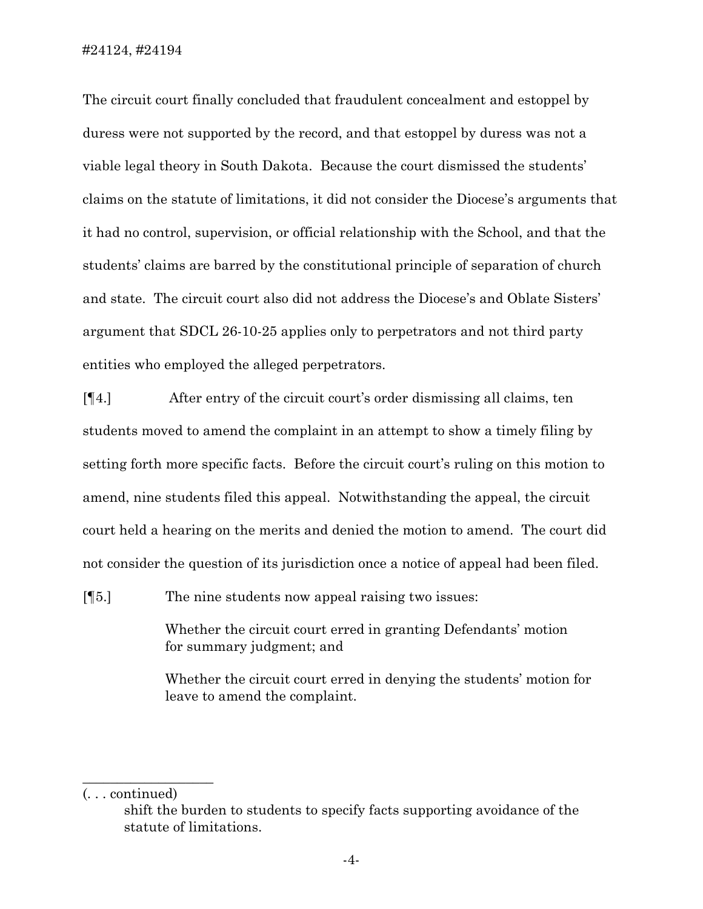The circuit court finally concluded that fraudulent concealment and estoppel by duress were not supported by the record, and that estoppel by duress was not a viable legal theory in South Dakota. Because the court dismissed the students' claims on the statute of limitations, it did not consider the Diocese's arguments that it had no control, supervision, or official relationship with the School, and that the students' claims are barred by the constitutional principle of separation of church and state. The circuit court also did not address the Diocese's and Oblate Sisters' argument that SDCL 26-10-25 applies only to perpetrators and not third party entities who employed the alleged perpetrators.

[¶4.] After entry of the circuit court's order dismissing all claims, ten students moved to amend the complaint in an attempt to show a timely filing by setting forth more specific facts. Before the circuit court's ruling on this motion to amend, nine students filed this appeal. Notwithstanding the appeal, the circuit court held a hearing on the merits and denied the motion to amend. The court did not consider the question of its jurisdiction once a notice of appeal had been filed.

[¶5.] The nine students now appeal raising two issues:

> Whether the circuit court erred in granting Defendants' motion for summary judgment; and
>
> Whether the circuit court erred in denying the students' motion for leave to amend the complaint.

---

(. . . continued)

shift the burden to students to specify facts supporting avoidance of the statute of limitations.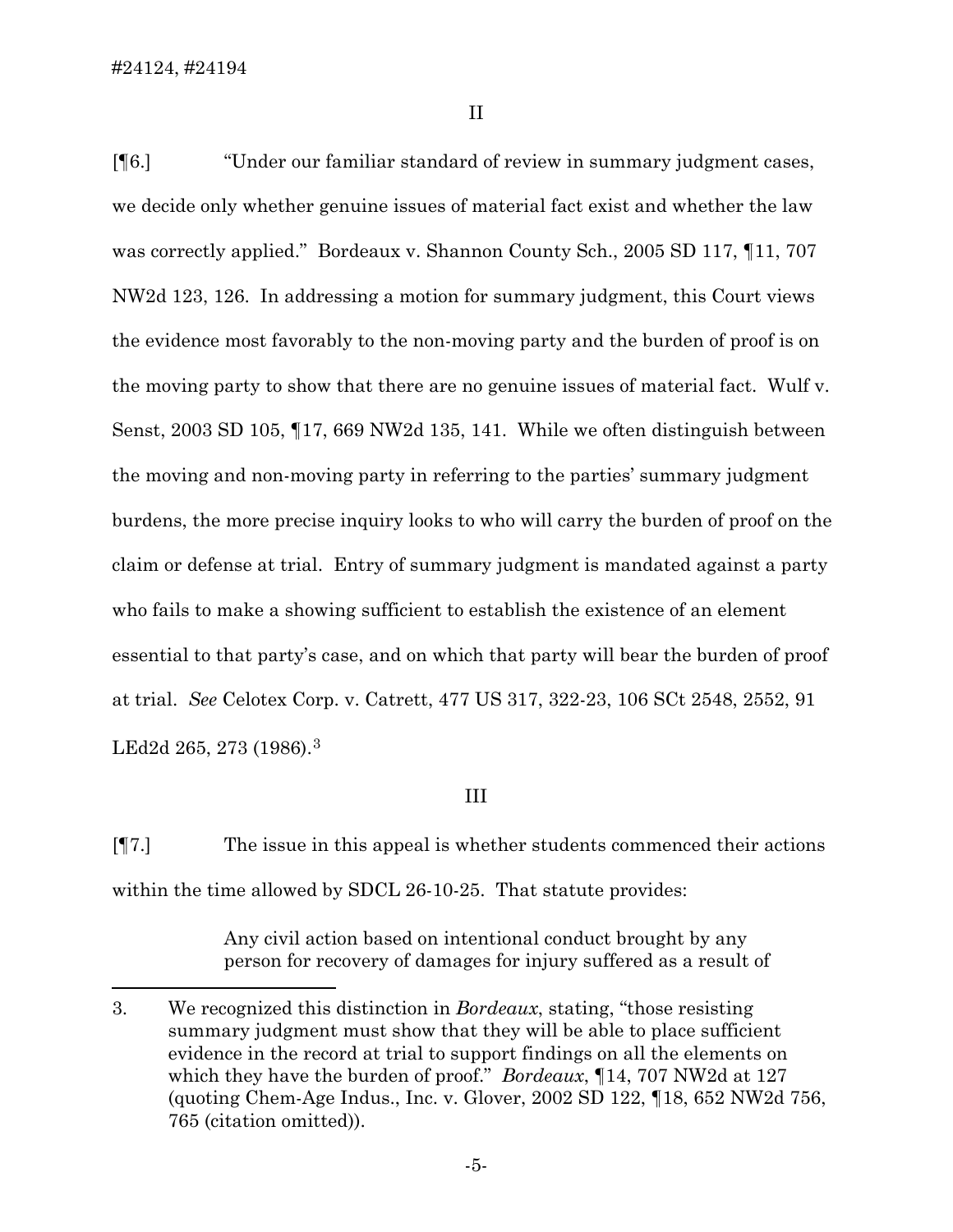II

[¶6.] "Under our familiar standard of review in summary judgment cases, we decide only whether genuine issues of material fact exist and whether the law was correctly applied." Bordeaux v. Shannon County Sch., 2005 SD 117, ¶11, 707 NW2d 123, 126. In addressing a motion for summary judgment, this Court views the evidence most favorably to the non-moving party and the burden of proof is on the moving party to show that there are no genuine issues of material fact. Wulf v. Senst, 2003 SD 105, ¶17, 669 NW2d 135, 141. While we often distinguish between the moving and non-moving party in referring to the parties' summary judgment burdens, the more precise inquiry looks to who will carry the burden of proof on the claim or defense at trial. Entry of summary judgment is mandated against a party who fails to make a showing sufficient to establish the existence of an element essential to that party's case, and on which that party will bear the burden of proof at trial. *See* Celotex Corp. v. Catrett, 477 US 317, 322-23, 106 SCt 2548, 2552, 91 LEd2d 265, 273 (1986).[3]

III

[¶7.] The issue in this appeal is whether students commenced their actions within the time allowed by SDCL 26-10-25. That statute provides:

> Any civil action based on intentional conduct brought by any person for recovery of damages for injury suffered as a result of

---

3. We recognized this distinction in *Bordeaux*, stating, "those resisting summary judgment must show that they will be able to place sufficient evidence in the record at trial to support findings on all the elements on which they have the burden of proof." *Bordeaux*, ¶14, 707 NW2d at 127 (quoting Chem-Age Indus., Inc. v. Glover, 2002 SD 122, ¶18, 652 NW2d 756, 765 (citation omitted)).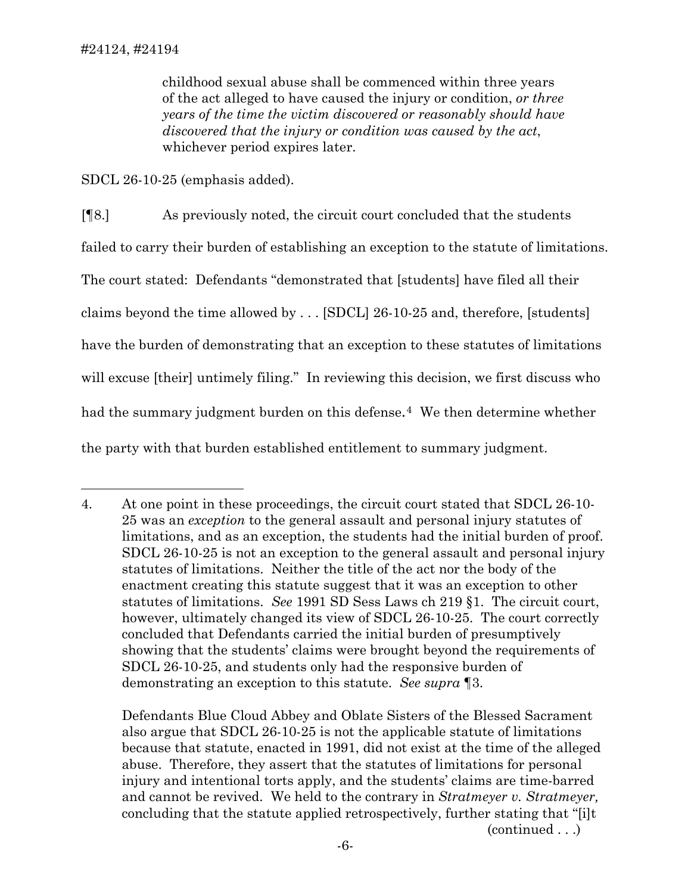> childhood sexual abuse shall be commenced within three years of the act alleged to have caused the injury or condition, *or three years of the time the victim discovered or reasonably should have discovered that the injury or condition was caused by the act*, whichever period expires later.

SDCL 26-10-25 (emphasis added).

[¶8.] As previously noted, the circuit court concluded that the students failed to carry their burden of establishing an exception to the statute of limitations. The court stated: Defendants "demonstrated that [students] have filed all their claims beyond the time allowed by . . . [SDCL] 26-10-25 and, therefore, [students] have the burden of demonstrating that an exception to these statutes of limitations will excuse [their] untimely filing." In reviewing this decision, we first discuss who had the summary judgment burden on this defense.[4] We then determine whether the party with that burden established entitlement to summary judgment.

---

4. At one point in these proceedings, the circuit court stated that SDCL 26-10-25 was an *exception* to the general assault and personal injury statutes of limitations, and as an exception, the students had the initial burden of proof. SDCL 26-10-25 is not an exception to the general assault and personal injury statutes of limitations. Neither the title of the act nor the body of the enactment creating this statute suggest that it was an exception to other statutes of limitations. *See* 1991 SD Sess Laws ch 219 §1. The circuit court, however, ultimately changed its view of SDCL 26-10-25. The court correctly concluded that Defendants carried the initial burden of presumptively showing that the students' claims were brought beyond the requirements of SDCL 26-10-25, and students only had the responsive burden of demonstrating an exception to this statute. *See supra* ¶3.

   Defendants Blue Cloud Abbey and Oblate Sisters of the Blessed Sacrament also argue that SDCL 26-10-25 is not the applicable statute of limitations because that statute, enacted in 1991, did not exist at the time of the alleged abuse. Therefore, they assert that the statutes of limitations for personal injury and intentional torts apply, and the students' claims are time-barred and cannot be revived. We held to the contrary in *Stratmeyer v. Stratmeyer,* concluding that the statute applied retrospectively, further stating that "[i]t

   (continued . . .)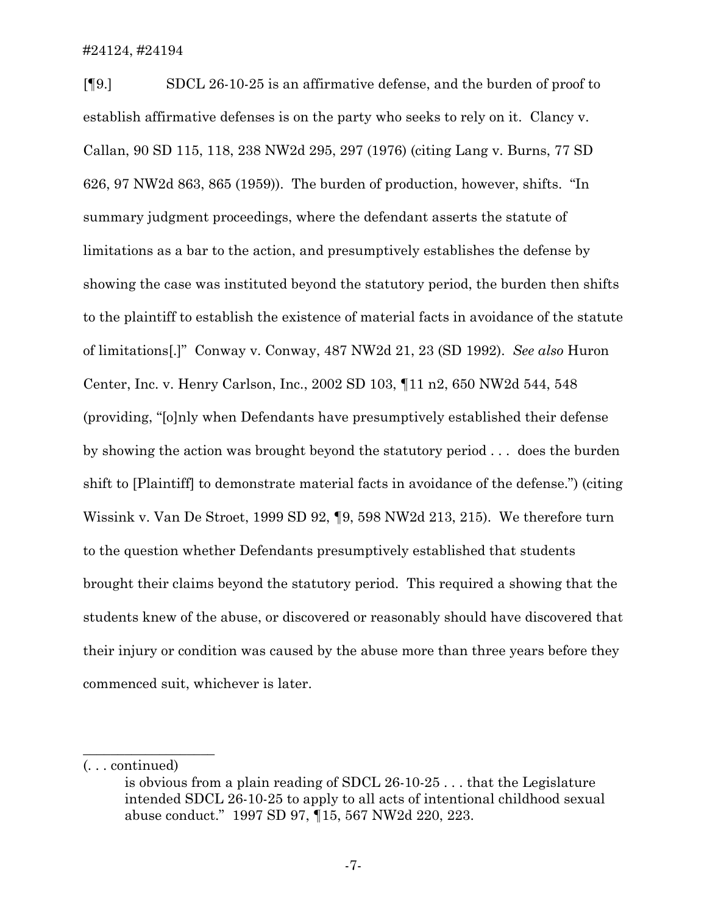[¶9.] SDCL 26-10-25 is an affirmative defense, and the burden of proof to establish affirmative defenses is on the party who seeks to rely on it. Clancy v. Callan, 90 SD 115, 118, 238 NW2d 295, 297 (1976) (citing Lang v. Burns, 77 SD 626, 97 NW2d 863, 865 (1959)). The burden of production, however, shifts. "In summary judgment proceedings, where the defendant asserts the statute of limitations as a bar to the action, and presumptively establishes the defense by showing the case was instituted beyond the statutory period, the burden then shifts to the plaintiff to establish the existence of material facts in avoidance of the statute of limitations[.]" Conway v. Conway, 487 NW2d 21, 23 (SD 1992). *See also* Huron Center, Inc. v. Henry Carlson, Inc., 2002 SD 103, ¶11 n2, 650 NW2d 544, 548 (providing, "[o]nly when Defendants have presumptively established their defense by showing the action was brought beyond the statutory period . . . does the burden shift to [Plaintiff] to demonstrate material facts in avoidance of the defense.") (citing Wissink v. Van De Stroet, 1999 SD 92, ¶9, 598 NW2d 213, 215). We therefore turn to the question whether Defendants presumptively established that students brought their claims beyond the statutory period. This required a showing that the students knew of the abuse, or discovered or reasonably should have discovered that their injury or condition was caused by the abuse more than three years before they commenced suit, whichever is later.

---

(. . . continued)

> is obvious from a plain reading of SDCL 26-10-25 . . . that the Legislature intended SDCL 26-10-25 to apply to all acts of intentional childhood sexual abuse conduct." 1997 SD 97, ¶15, 567 NW2d 220, 223.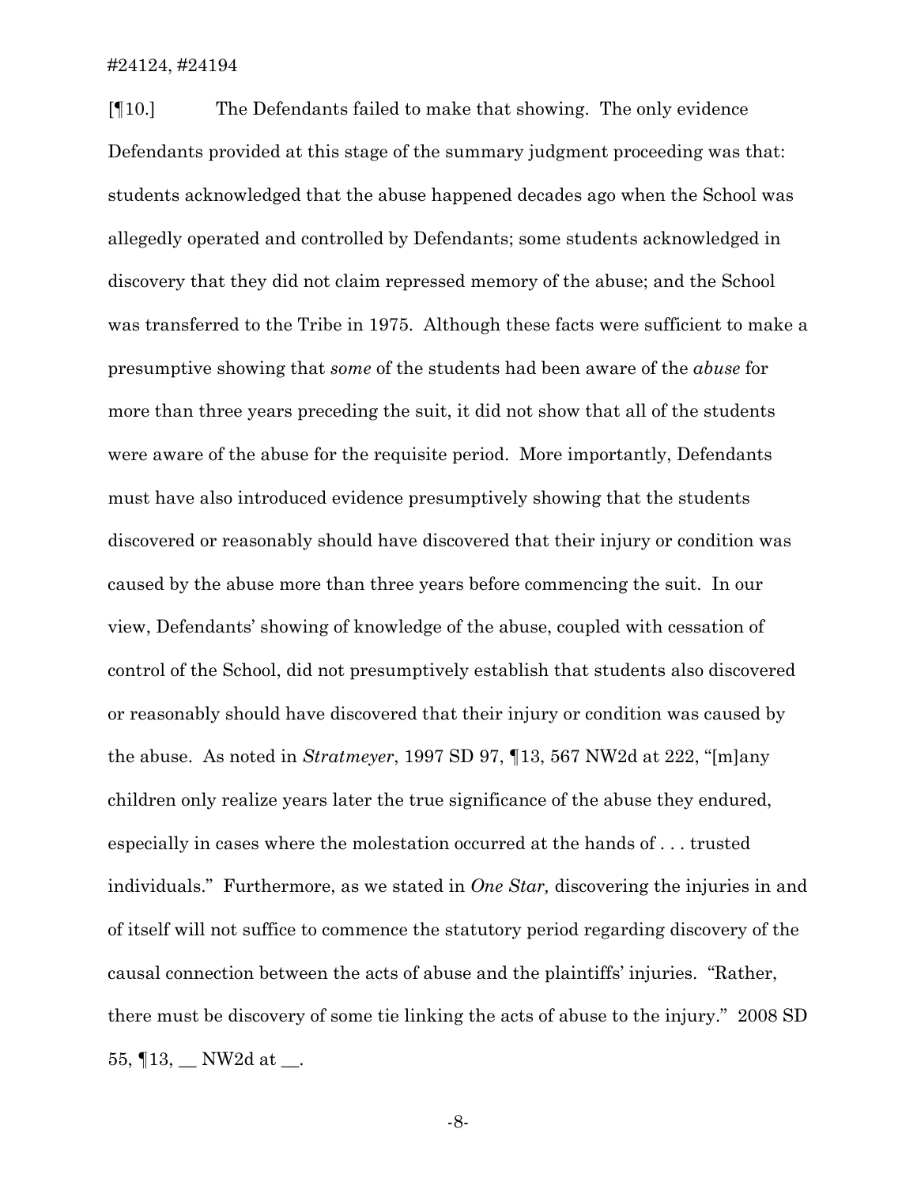[¶10.] The Defendants failed to make that showing. The only evidence Defendants provided at this stage of the summary judgment proceeding was that: students acknowledged that the abuse happened decades ago when the School was allegedly operated and controlled by Defendants; some students acknowledged in discovery that they did not claim repressed memory of the abuse; and the School was transferred to the Tribe in 1975. Although these facts were sufficient to make a presumptive showing that *some* of the students had been aware of the *abuse* for more than three years preceding the suit, it did not show that all of the students were aware of the abuse for the requisite period. More importantly, Defendants must have also introduced evidence presumptively showing that the students discovered or reasonably should have discovered that their injury or condition was caused by the abuse more than three years before commencing the suit. In our view, Defendants' showing of knowledge of the abuse, coupled with cessation of control of the School, did not presumptively establish that students also discovered or reasonably should have discovered that their injury or condition was caused by the abuse. As noted in *Stratmeyer*, 1997 SD 97, ¶13, 567 NW2d at 222, "[m]any children only realize years later the true significance of the abuse they endured, especially in cases where the molestation occurred at the hands of . . . trusted individuals." Furthermore, as we stated in *One Star,* discovering the injuries in and of itself will not suffice to commence the statutory period regarding discovery of the causal connection between the acts of abuse and the plaintiffs' injuries. "Rather, there must be discovery of some tie linking the acts of abuse to the injury." 2008 SD 55, ¶13, __ NW2d at __.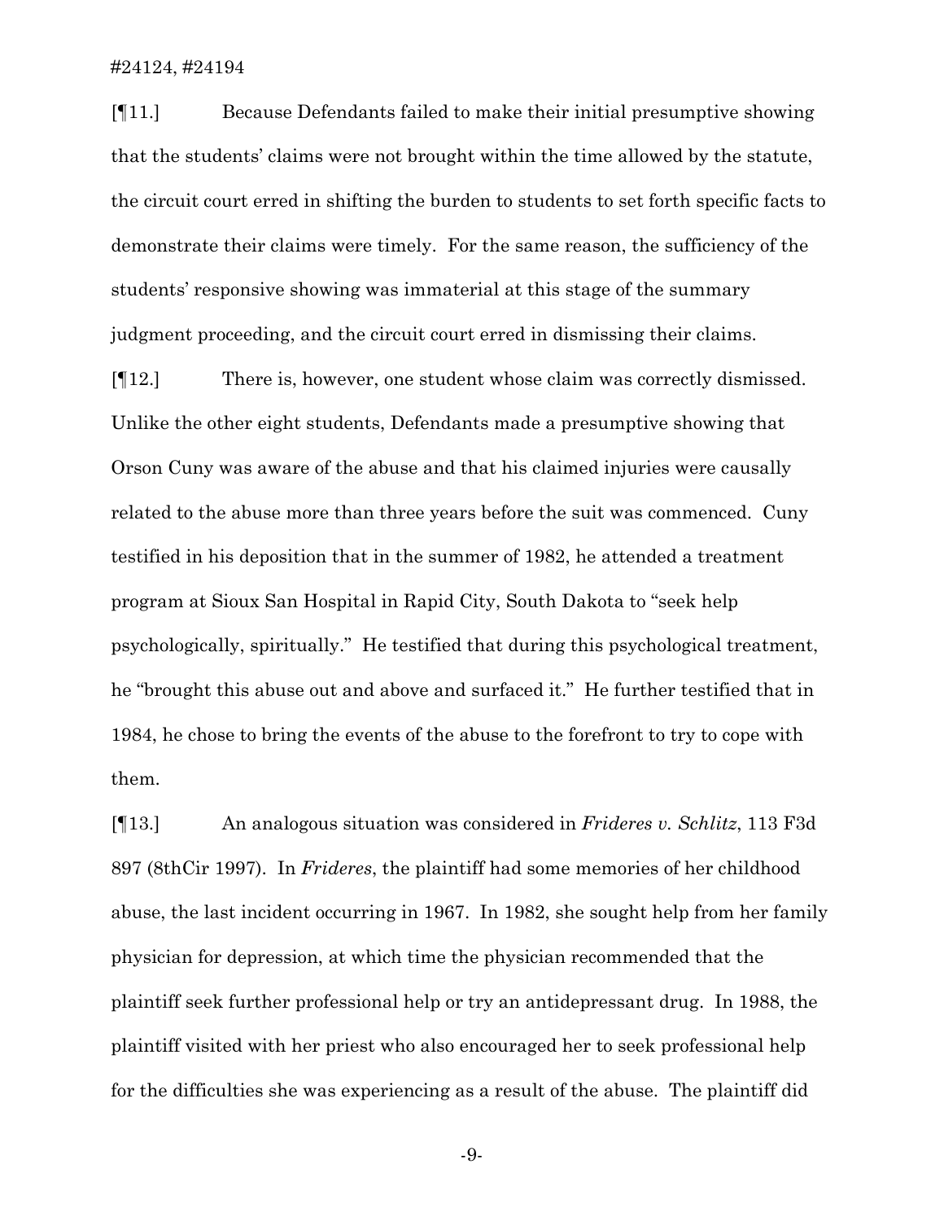[¶11.] Because Defendants failed to make their initial presumptive showing that the students' claims were not brought within the time allowed by the statute, the circuit court erred in shifting the burden to students to set forth specific facts to demonstrate their claims were timely. For the same reason, the sufficiency of the students' responsive showing was immaterial at this stage of the summary judgment proceeding, and the circuit court erred in dismissing their claims.

[¶12.] There is, however, one student whose claim was correctly dismissed. Unlike the other eight students, Defendants made a presumptive showing that Orson Cuny was aware of the abuse and that his claimed injuries were causally related to the abuse more than three years before the suit was commenced. Cuny testified in his deposition that in the summer of 1982, he attended a treatment program at Sioux San Hospital in Rapid City, South Dakota to "seek help psychologically, spiritually." He testified that during this psychological treatment, he "brought this abuse out and above and surfaced it." He further testified that in 1984, he chose to bring the events of the abuse to the forefront to try to cope with them.

[¶13.] An analogous situation was considered in *Frideres v. Schlitz*, 113 F3d 897 (8thCir 1997). In *Frideres*, the plaintiff had some memories of her childhood abuse, the last incident occurring in 1967. In 1982, she sought help from her family physician for depression, at which time the physician recommended that the plaintiff seek further professional help or try an antidepressant drug. In 1988, the plaintiff visited with her priest who also encouraged her to seek professional help for the difficulties she was experiencing as a result of the abuse. The plaintiff did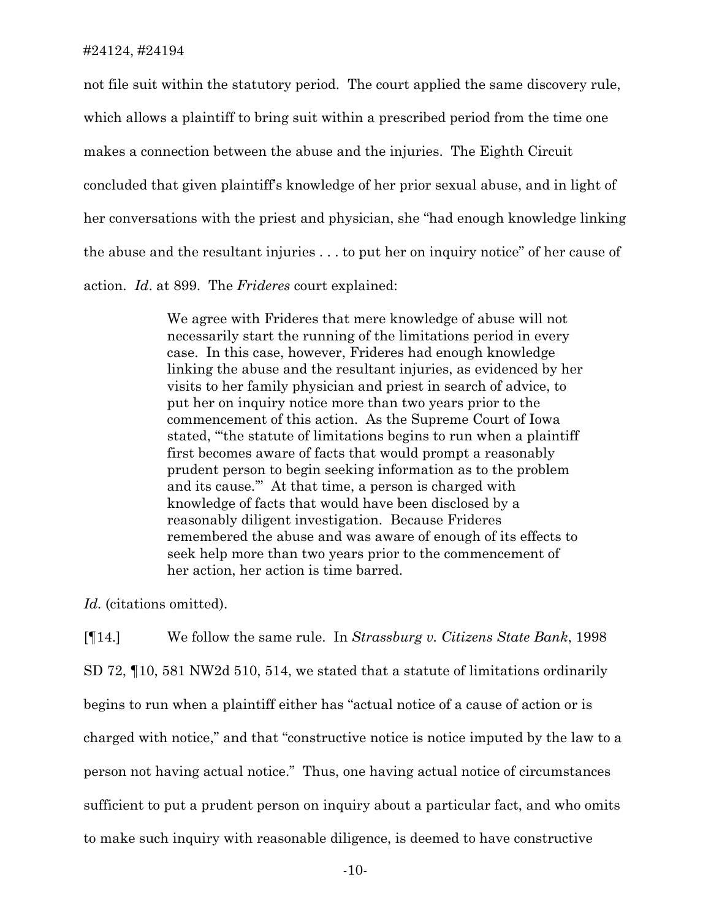not file suit within the statutory period. The court applied the same discovery rule, which allows a plaintiff to bring suit within a prescribed period from the time one makes a connection between the abuse and the injuries. The Eighth Circuit concluded that given plaintiff's knowledge of her prior sexual abuse, and in light of her conversations with the priest and physician, she "had enough knowledge linking the abuse and the resultant injuries . . . to put her on inquiry notice" of her cause of action. *Id*. at 899. The *Frideres* court explained:

> We agree with Frideres that mere knowledge of abuse will not necessarily start the running of the limitations period in every case. In this case, however, Frideres had enough knowledge linking the abuse and the resultant injuries, as evidenced by her visits to her family physician and priest in search of advice, to put her on inquiry notice more than two years prior to the commencement of this action. As the Supreme Court of Iowa stated, "'the statute of limitations begins to run when a plaintiff first becomes aware of facts that would prompt a reasonably prudent person to begin seeking information as to the problem and its cause.'" At that time, a person is charged with knowledge of facts that would have been disclosed by a reasonably diligent investigation. Because Frideres remembered the abuse and was aware of enough of its effects to seek help more than two years prior to the commencement of her action, her action is time barred.

*Id.* (citations omitted).

[¶14.] We follow the same rule. In *Strassburg v. Citizens State Bank*, 1998 SD 72, ¶10, 581 NW2d 510, 514, we stated that a statute of limitations ordinarily begins to run when a plaintiff either has "actual notice of a cause of action or is charged with notice," and that "constructive notice is notice imputed by the law to a person not having actual notice." Thus, one having actual notice of circumstances sufficient to put a prudent person on inquiry about a particular fact, and who omits to make such inquiry with reasonable diligence, is deemed to have constructive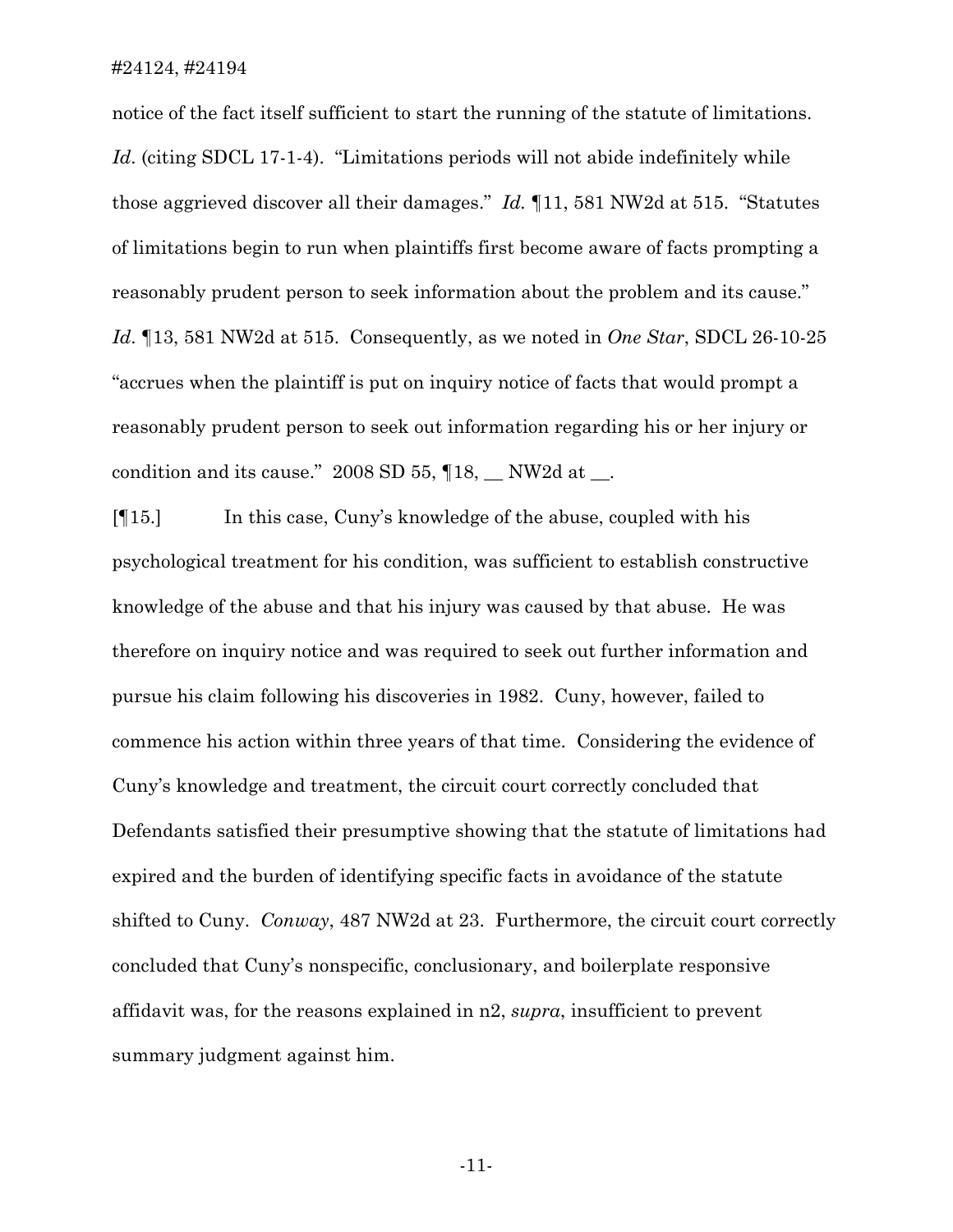notice of the fact itself sufficient to start the running of the statute of limitations. *Id*. (citing SDCL 17-1-4). "Limitations periods will not abide indefinitely while those aggrieved discover all their damages." *Id.* ¶11, 581 NW2d at 515. "Statutes of limitations begin to run when plaintiffs first become aware of facts prompting a reasonably prudent person to seek information about the problem and its cause." *Id*. ¶13, 581 NW2d at 515. Consequently, as we noted in *One Star*, SDCL 26-10-25 "accrues when the plaintiff is put on inquiry notice of facts that would prompt a reasonably prudent person to seek out information regarding his or her injury or condition and its cause." 2008 SD 55, ¶18, __ NW2d at __.

[¶15.] In this case, Cuny's knowledge of the abuse, coupled with his psychological treatment for his condition, was sufficient to establish constructive knowledge of the abuse and that his injury was caused by that abuse. He was therefore on inquiry notice and was required to seek out further information and pursue his claim following his discoveries in 1982. Cuny, however, failed to commence his action within three years of that time. Considering the evidence of Cuny's knowledge and treatment, the circuit court correctly concluded that Defendants satisfied their presumptive showing that the statute of limitations had expired and the burden of identifying specific facts in avoidance of the statute shifted to Cuny. *Conway*, 487 NW2d at 23. Furthermore, the circuit court correctly concluded that Cuny's nonspecific, conclusionary, and boilerplate responsive affidavit was, for the reasons explained in n2, *supra*, insufficient to prevent summary judgment against him.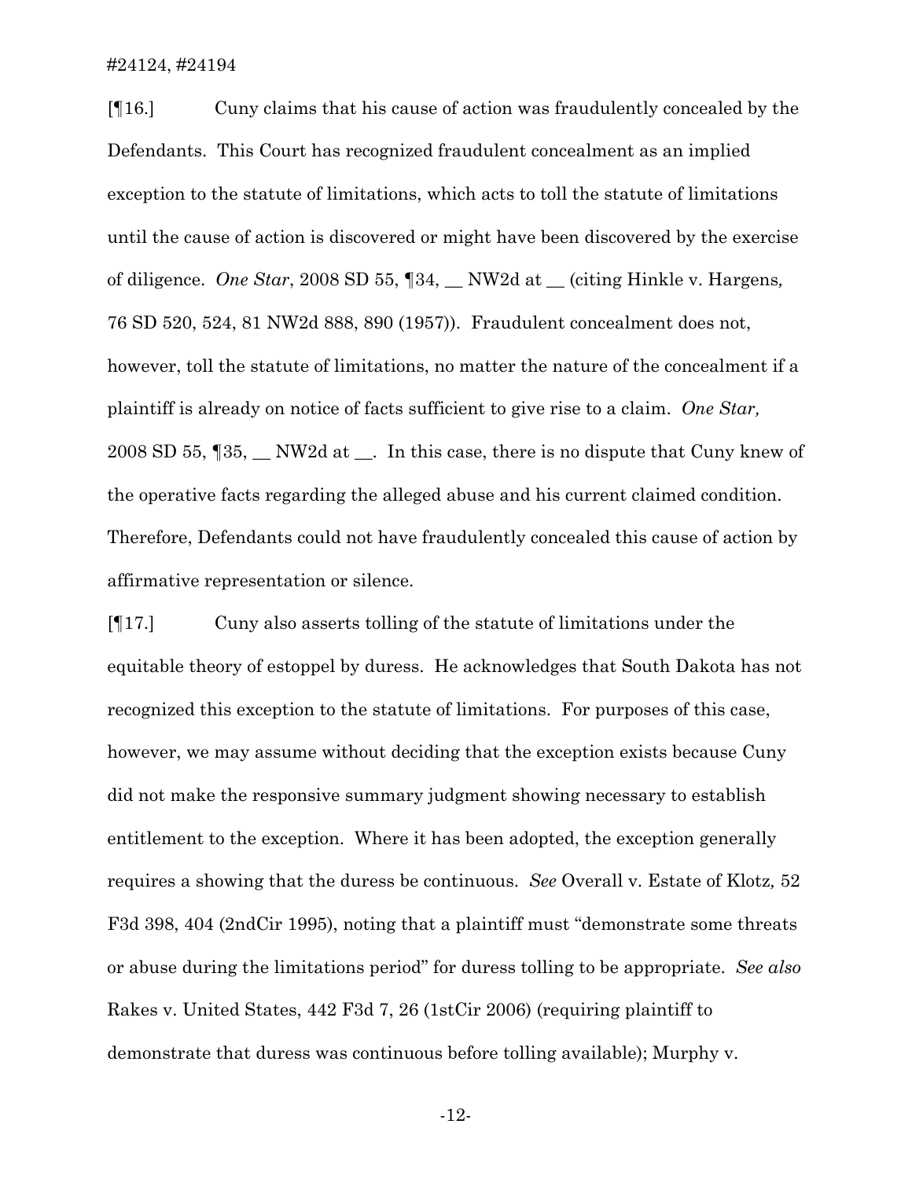[¶16.] Cuny claims that his cause of action was fraudulently concealed by the Defendants. This Court has recognized fraudulent concealment as an implied exception to the statute of limitations, which acts to toll the statute of limitations until the cause of action is discovered or might have been discovered by the exercise of diligence. *One Star*, 2008 SD 55, ¶34, __ NW2d at __ (citing Hinkle v. Hargens, 76 SD 520, 524, 81 NW2d 888, 890 (1957)). Fraudulent concealment does not, however, toll the statute of limitations, no matter the nature of the concealment if a plaintiff is already on notice of facts sufficient to give rise to a claim. *One Star,* 2008 SD 55, ¶35, __ NW2d at __. In this case, there is no dispute that Cuny knew of the operative facts regarding the alleged abuse and his current claimed condition. Therefore, Defendants could not have fraudulently concealed this cause of action by affirmative representation or silence.

[¶17.] Cuny also asserts tolling of the statute of limitations under the equitable theory of estoppel by duress. He acknowledges that South Dakota has not recognized this exception to the statute of limitations. For purposes of this case, however, we may assume without deciding that the exception exists because Cuny did not make the responsive summary judgment showing necessary to establish entitlement to the exception. Where it has been adopted, the exception generally requires a showing that the duress be continuous. *See* Overall v. Estate of Klotz*,* 52 F3d 398, 404 (2ndCir 1995), noting that a plaintiff must "demonstrate some threats or abuse during the limitations period" for duress tolling to be appropriate. *See also* Rakes v. United States, 442 F3d 7, 26 (1stCir 2006) (requiring plaintiff to demonstrate that duress was continuous before tolling available); Murphy v.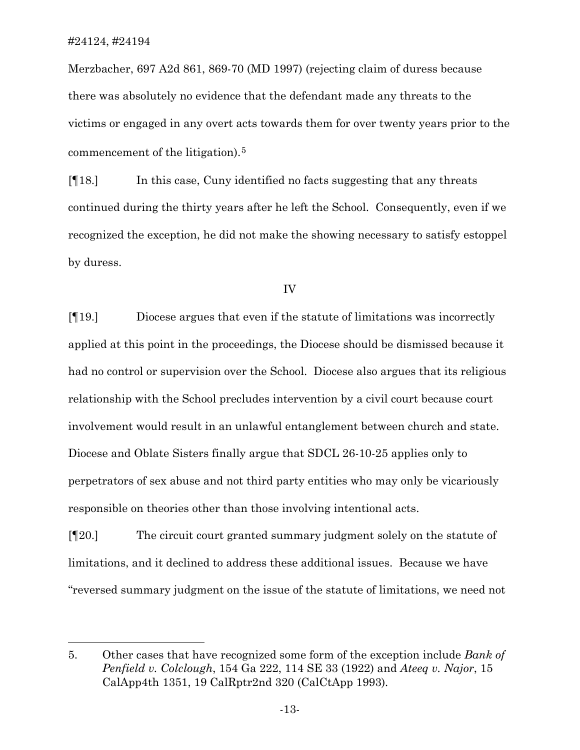Merzbacher, 697 A2d 861, 869-70 (MD 1997) (rejecting claim of duress because there was absolutely no evidence that the defendant made any threats to the victims or engaged in any overt acts towards them for over twenty years prior to the commencement of the litigation).[5]

[¶18.] In this case, Cuny identified no facts suggesting that any threats continued during the thirty years after he left the School. Consequently, even if we recognized the exception, he did not make the showing necessary to satisfy estoppel by duress.

IV

[¶19.] Diocese argues that even if the statute of limitations was incorrectly applied at this point in the proceedings, the Diocese should be dismissed because it had no control or supervision over the School. Diocese also argues that its religious relationship with the School precludes intervention by a civil court because court involvement would result in an unlawful entanglement between church and state. Diocese and Oblate Sisters finally argue that SDCL 26-10-25 applies only to perpetrators of sex abuse and not third party entities who may only be vicariously responsible on theories other than those involving intentional acts.

[¶20.] The circuit court granted summary judgment solely on the statute of limitations, and it declined to address these additional issues. Because we have "reversed summary judgment on the issue of the statute of limitations, we need not

---

5. Other cases that have recognized some form of the exception include *Bank of Penfield v. Colclough*, 154 Ga 222, 114 SE 33 (1922) and *Ateeq v. Najor*, 15 CalApp4th 1351, 19 CalRptr2nd 320 (CalCtApp 1993).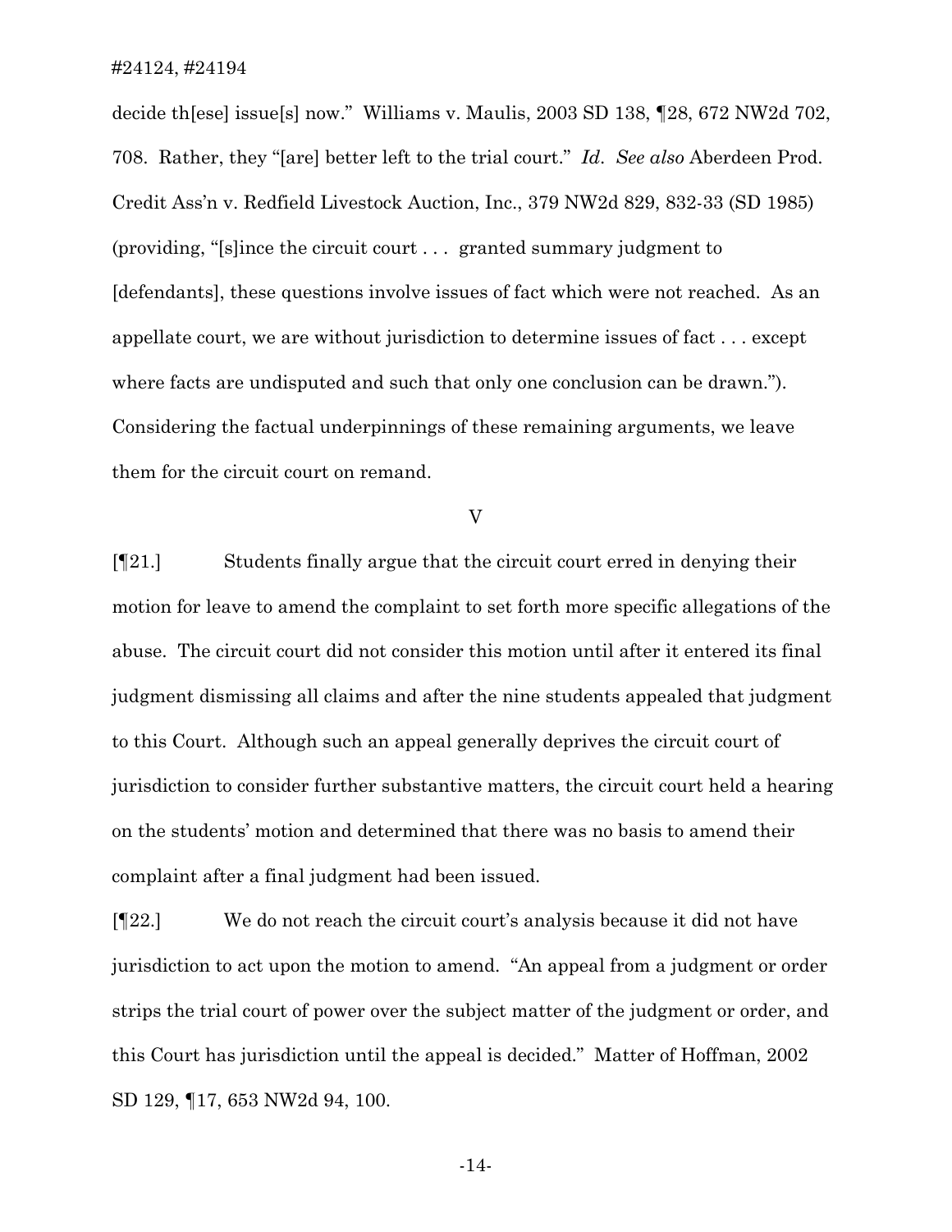decide th[ese] issue[s] now." Williams v. Maulis, 2003 SD 138, ¶28, 672 NW2d 702, 708. Rather, they "[are] better left to the trial court." *Id*. *See also* Aberdeen Prod. Credit Ass'n v. Redfield Livestock Auction, Inc., 379 NW2d 829, 832-33 (SD 1985) (providing, "[s]ince the circuit court . . . granted summary judgment to [defendants], these questions involve issues of fact which were not reached. As an appellate court, we are without jurisdiction to determine issues of fact . . . except where facts are undisputed and such that only one conclusion can be drawn."). Considering the factual underpinnings of these remaining arguments, we leave them for the circuit court on remand.

## V

[¶21.] Students finally argue that the circuit court erred in denying their motion for leave to amend the complaint to set forth more specific allegations of the abuse. The circuit court did not consider this motion until after it entered its final judgment dismissing all claims and after the nine students appealed that judgment to this Court. Although such an appeal generally deprives the circuit court of jurisdiction to consider further substantive matters, the circuit court held a hearing on the students' motion and determined that there was no basis to amend their complaint after a final judgment had been issued.

[¶22.] We do not reach the circuit court's analysis because it did not have jurisdiction to act upon the motion to amend. "An appeal from a judgment or order strips the trial court of power over the subject matter of the judgment or order, and this Court has jurisdiction until the appeal is decided." Matter of Hoffman, 2002 SD 129, ¶17, 653 NW2d 94, 100.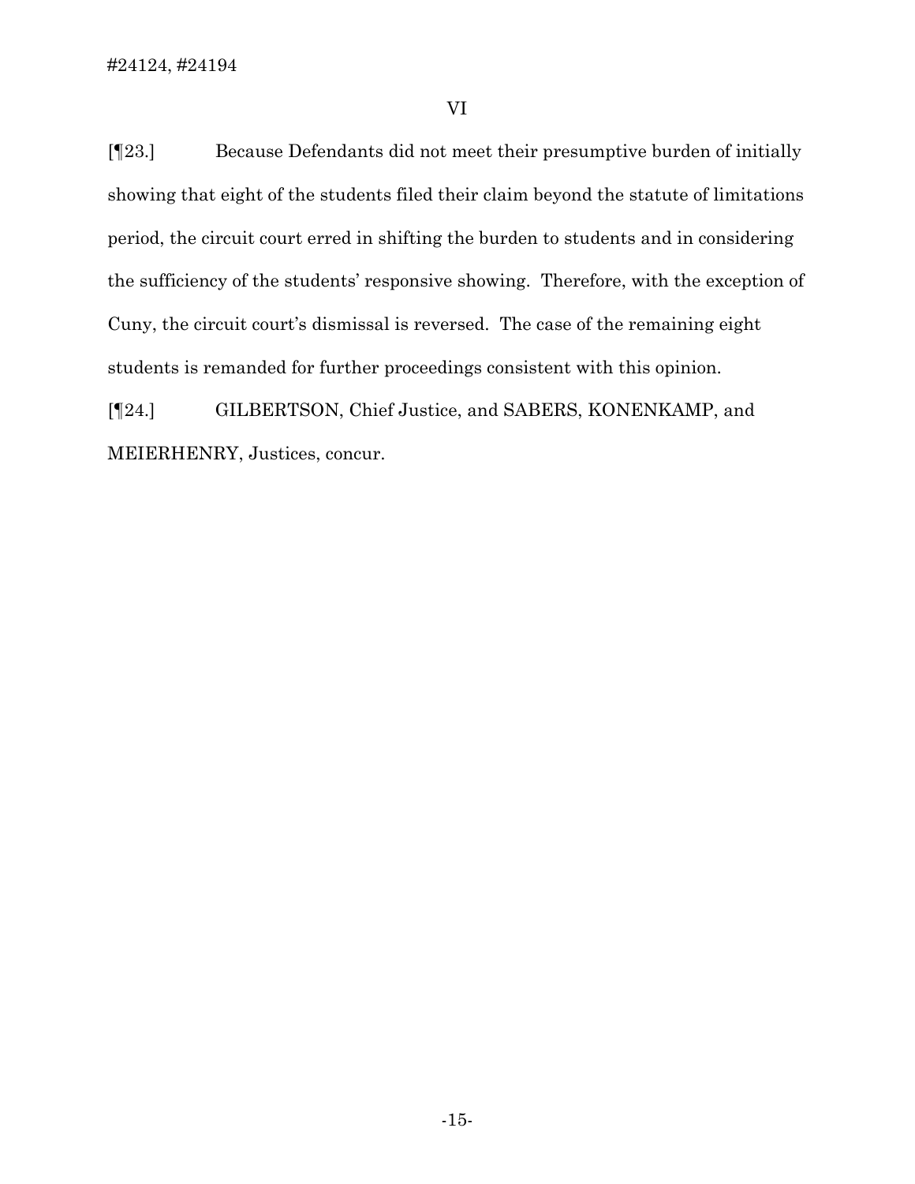VI

[¶23.] Because Defendants did not meet their presumptive burden of initially showing that eight of the students filed their claim beyond the statute of limitations period, the circuit court erred in shifting the burden to students and in considering the sufficiency of the students' responsive showing. Therefore, with the exception of Cuny, the circuit court's dismissal is reversed. The case of the remaining eight students is remanded for further proceedings consistent with this opinion.

[¶24.] GILBERTSON, Chief Justice, and SABERS, KONENKAMP, and MEIERHENRY, Justices, concur.